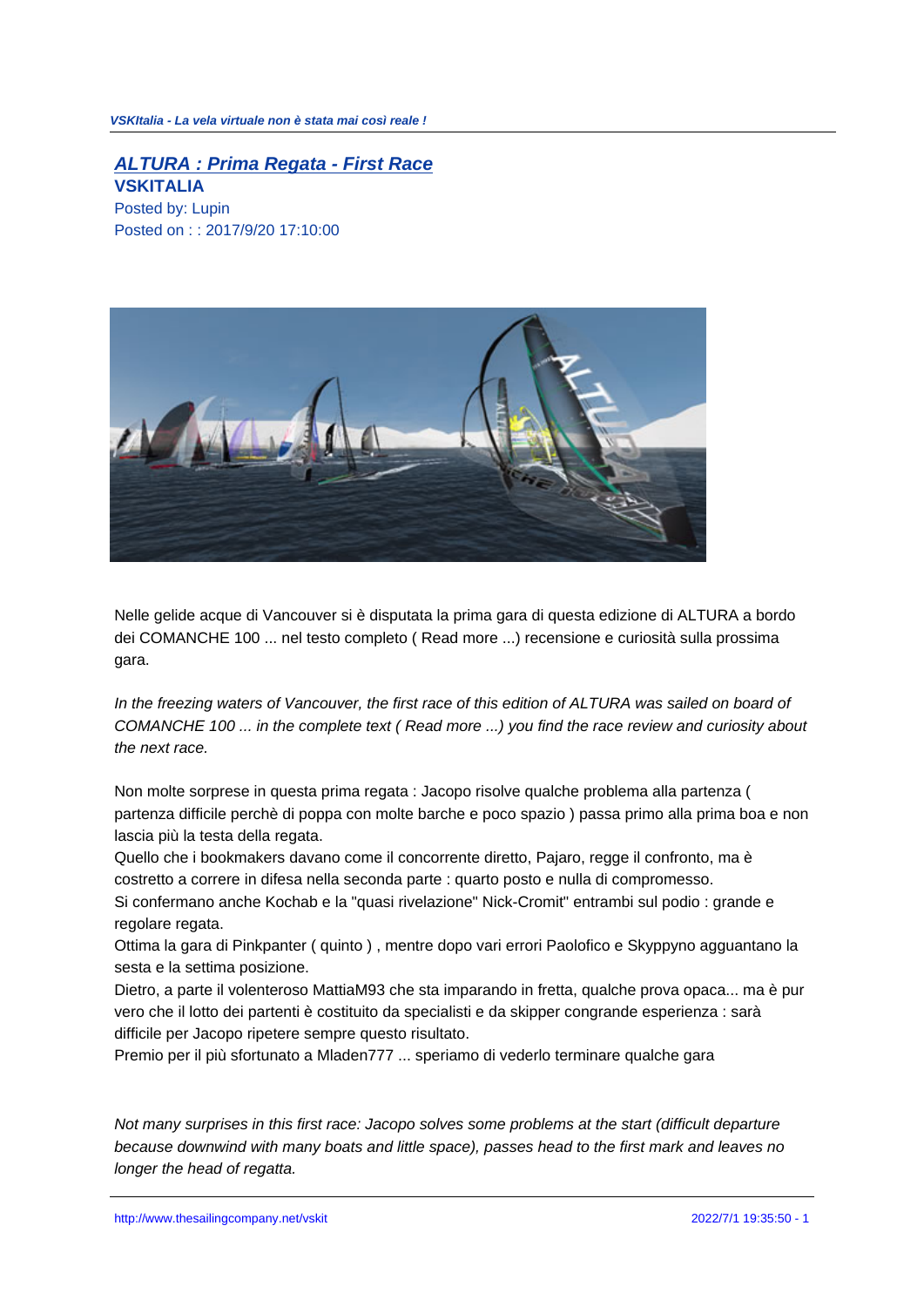# [ALTURA : Prima Regata - First Race](#)

**VSKITALIA**

Posted by: Lupin

Posted on : : 2017/9/20 17:10:00

Nelle gelide acque di Vancouver si è disputata la prima gara di questa edizione di ALTURA a bordo dei COMANCHE 100 ... nel testo completo ( Read more ...) recensione e curiosità sulla prossima gara.

*In the freezing waters of Vancouver, the first race of this edition of ALTURA was sailed on board of COMANCHE 100 ... in the complete text ( Read more ...) you find the race review and curiosity about the next race.*

Non molte sorprese in questa prima regata : Jacopo risolve qualche problema alla partenza ( partenza difficile perchè di poppa con molte barche e poco spazio ) passa primo alla prima boa e non lascia più la testa della regata.
Quello che i bookmakers davano come il concorrente diretto, Pajaro, regge il confronto, ma è costretto a correre in difesa nella seconda parte : quarto posto e nulla di compromesso.
Si confermano anche Kochab e la "quasi rivelazione" Nick-Cromit" entrambi sul podio : grande e regolare regata.
Ottima la gara di Pinkpanter ( quinto ) , mentre dopo vari errori Paolofico e Skyppyno agguantano la sesta e la settima posizione.
Dietro, a parte il volenteroso MattiaM93 che sta imparando in fretta, qualche prova opaca... ma è pur vero che il lotto dei partenti è costituito da specialisti e da skipper congrande esperienza : sarà difficile per Jacopo ripetere sempre questo risultato.
Premio per il più sfortunato a Mladen777 ... speriamo di vederlo terminare qualche gara

*Not many surprises in this first race: Jacopo solves some problems at the start (difficult departure because downwind with many boats and little space), passes head to the first mark and leaves no longer the head of regatta.*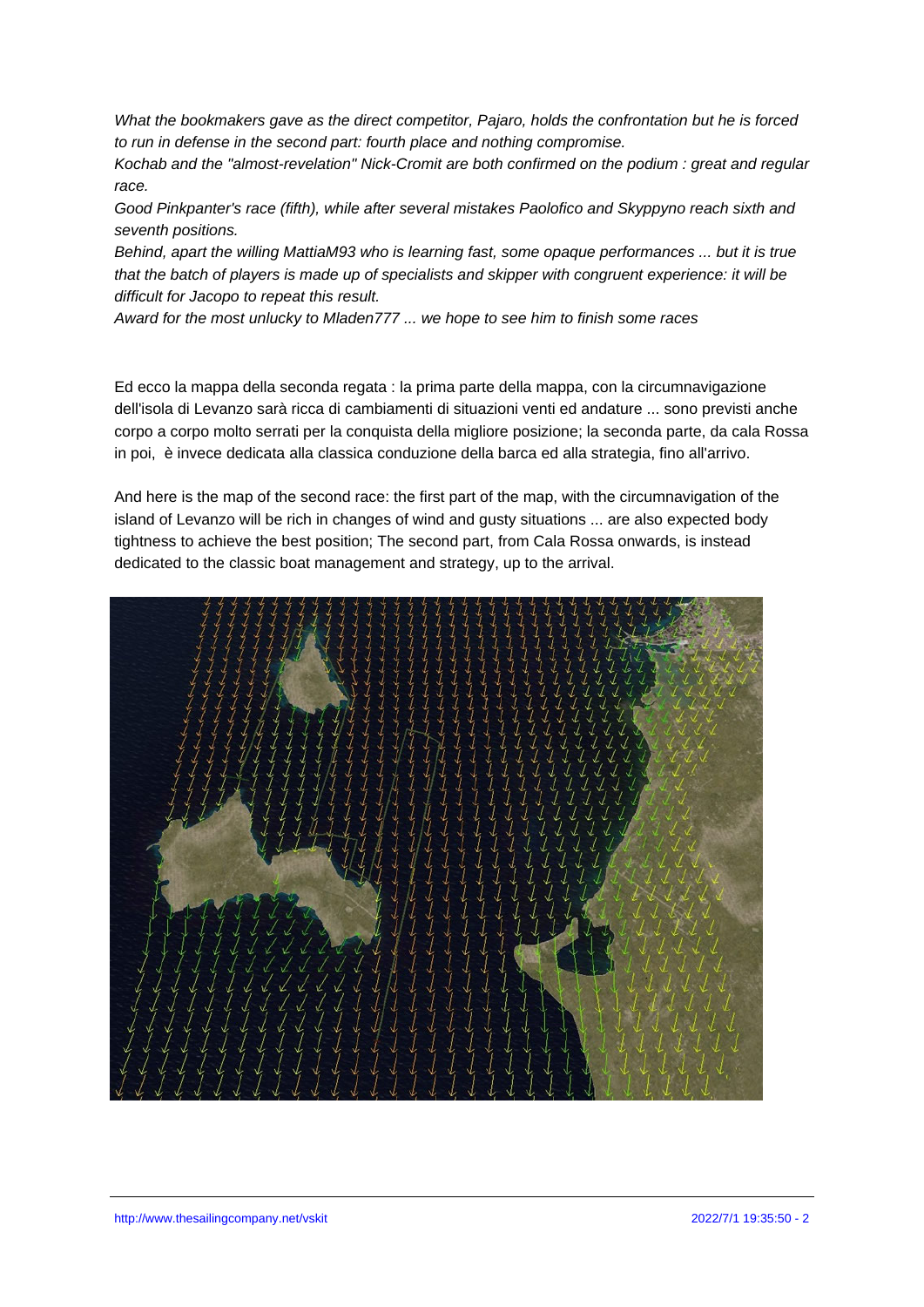*What the bookmakers gave as the direct competitor, Pajaro, holds the confrontation but he is forced to run in defense in the second part: fourth place and nothing compromise.*

*Kochab and the "almost-revelation" Nick-Cromit are both confirmed on the podium : great and regular race.*

*Good Pinkpanter's race (fifth), while after several mistakes Paolofico and Skyppyno reach sixth and seventh positions.*

*Behind, apart the willing MattiaM93 who is learning fast, some opaque performances ... but it is true that the batch of players is made up of specialists and skipper with congruent experience: it will be difficult for Jacopo to repeat this result.*

*Award for the most unlucky to Mladen777 ... we hope to see him to finish some races*

Ed ecco la mappa della seconda regata : la prima parte della mappa, con la circumnavigazione dell'isola di Levanzo sarà ricca di cambiamenti di situazioni venti ed andature ... sono previsti anche corpo a corpo molto serrati per la conquista della migliore posizione; la seconda parte, da cala Rossa in poi, è invece dedicata alla classica conduzione della barca ed alla strategia, fino all'arrivo.

And here is the map of the second race: the first part of the map, with the circumnavigation of the island of Levanzo will be rich in changes of wind and gusty situations ... are also expected body tightness to achieve the best position; The second part, from Cala Rossa onwards, is instead dedicated to the classic boat management and strategy, up to the arrival.